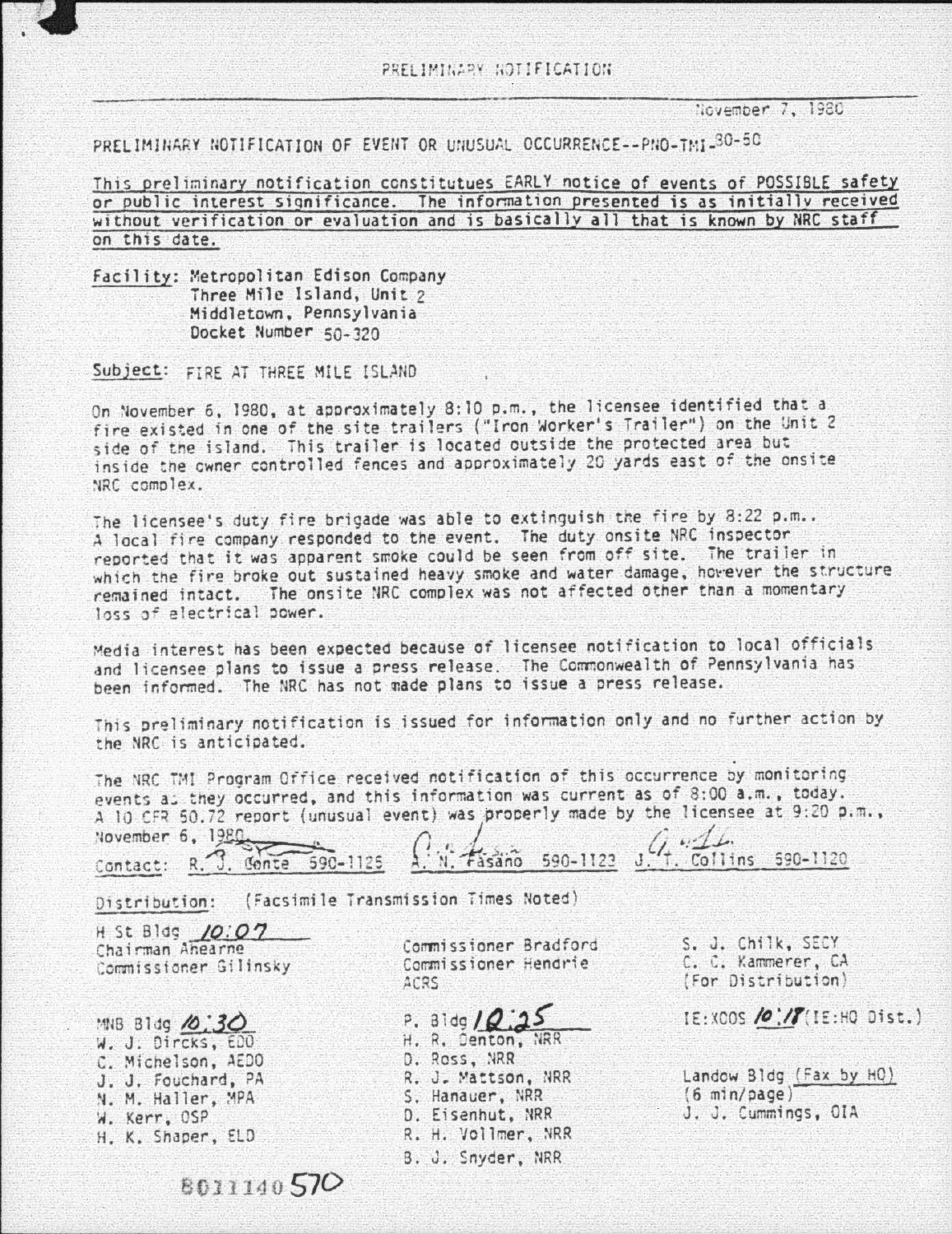PRELIMINARY NOTIFICATION

November 7, 1980

PRELIMINARY NOTIFICATION OF EVENT OR UNUSUAL OCCURRENCE--PNO-TMI-80-50

This preliminary notification constitutues EARLY notice of events of POSSIBLE safety or public interest significance. The information presented is as initially received without verification or evaluation and is basically all that is known by NRC staff on this date.

Facility: Metropolitan Edison Company
Three Mile Island, Unit 2
Middletown, Pennsylvania
Docket Number 50-320

Subject: FIRE AT THREE MILE ISLAND

On November 6, 1980, at approximately 8:10 p.m., the licensee identified that a fire existed in one of the site trailers ("Iron Worker's Trailer") on the Unit 2 side of the island. This trailer is located outside the protected area but inside the owner controlled fences and approximately 20 yards east of the onsite NRC complex.

The licensee's duty fire brigade was able to extinguish the fire by 8:22 p.m.. A local fire company responded to the event. The duty onsite NRC inspector reported that it was apparent smoke could be seen from off site. The trailer in which the fire broke out sustained heavy smoke and water damage, however the structure remained intact. The onsite NRC complex was not affected other than a momentary loss of electrical power.

Media interest has been expected because of licensee notification to local officials and licensee plans to issue a press release. The Commonwealth of Pennsylvania has been informed. The NRC has not made plans to issue a press release.

This preliminary notification is issued for information only and no further action by the NRC is anticipated.

The NRC TMI Program Office received notification of this occurrence by monitoring events as they occurred, and this information was current as of 8:00 a.m., today. A 10 CFR 50.72 report (unusual event) was properly made by the licensee at 9:20 p.m., November 6, 1980.

Contact: R. J. Conte 590-1125 A. N. Fasano 590-1123 J. T. Collins 590-1120

Distribution: (Facsimile Transmission Times Noted)

H St Bldg 10:07
Chairman Ahearne
Commissioner Gilinsky

Commissioner Bradford
Commissioner Hendrie
ACRS

S. J. Chilk, SECY
C. C. Kammerer, CA
(For Distribution)

MNB Bldg 10:30
W. J. Dircks, EDO
C. Michelson, AEDO
J. J. Fouchard, PA
N. M. Haller, MPA
W. Kerr, OSP
H. K. Shaper, ELD

P. Bldg 10:25
H. R. Denton, NRR
D. Ross, NRR
R. J. Mattson, NRR
S. Hanauer, NRR
D. Eisenhut, NRR
R. H. Vollmer, NRR
B. J. Snyder, NRR

IE:XOOS 10:18 (IE:HQ Dist.)

Landow Bldg (Fax by HQ)
(6 min/page)
J. J. Cummings, OIA

8011140570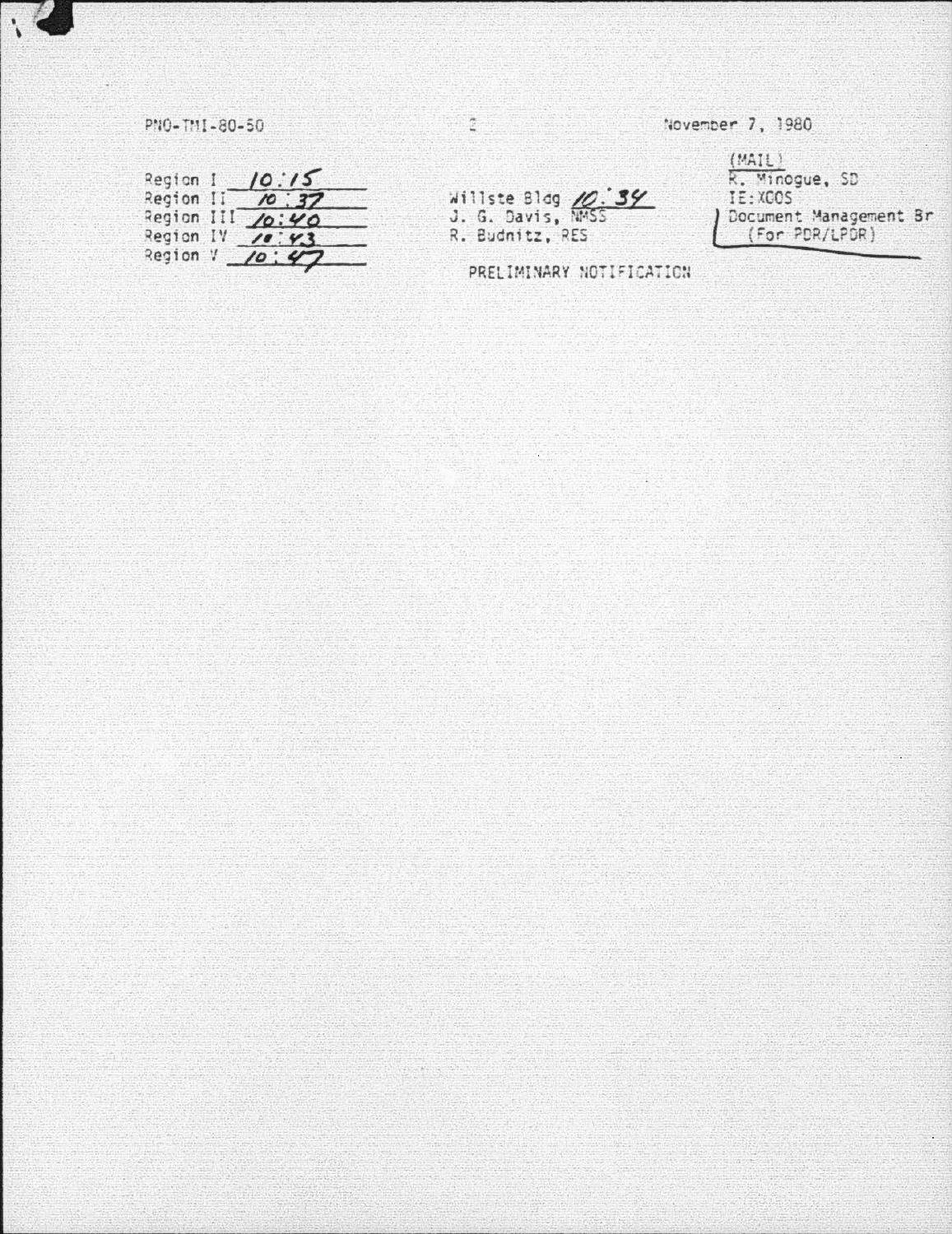PNO-TMI-80-50

November 7, 1980

Region I 10:15
Region II 10:37
Region III 10:40
Region IV 10:43
Region V 10:47

Willste Bldg 10:34
J. G. Davis, NMSS
R. Budnitz, RES

(MAIL)
R. Minogue, SD
IE:XOOS
Document Management Br
(For PDR/LPDR)

PRELIMINARY NOTIFICATION